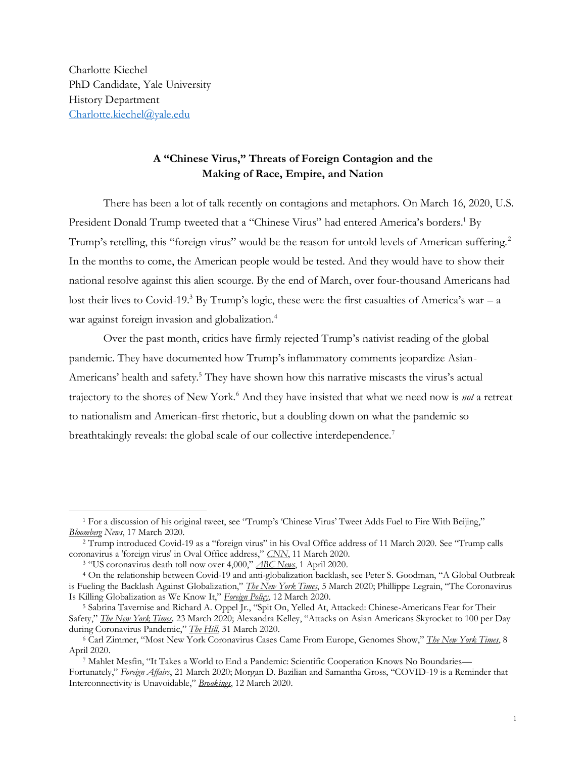Charlotte Kiechel
PhD Candidate, Yale University
History Department
Charlotte.kiechel@yale.edu

# A "Chinese Virus," Threats of Foreign Contagion and the Making of Race, Empire, and Nation

There has been a lot of talk recently on contagions and metaphors. On March 16, 2020, U.S. President Donald Trump tweeted that a "Chinese Virus" had entered America's borders.[1] By Trump's retelling, this "foreign virus" would be the reason for untold levels of American suffering.[2] In the months to come, the American people would be tested. And they would have to show their national resolve against this alien scourge. By the end of March, over four-thousand Americans had lost their lives to Covid-19.[3] By Trump's logic, these were the first casualties of America's war – a war against foreign invasion and globalization.[4]

Over the past month, critics have firmly rejected Trump's nativist reading of the global pandemic. They have documented how Trump's inflammatory comments jeopardize Asian-Americans' health and safety.[5] They have shown how this narrative miscasts the virus's actual trajectory to the shores of New York.[6] And they have insisted that what we need now is *not* a retreat to nationalism and American-first rhetoric, but a doubling down on what the pandemic so breathtakingly reveals: the global scale of our collective interdependence.[7]

---

[1] For a discussion of his original tweet, see "Trump's 'Chinese Virus' Tweet Adds Fuel to Fire With Beijing," *Bloomberg News*, 17 March 2020.

[2] Trump introduced Covid-19 as a "foreign virus" in his Oval Office address of 11 March 2020. See "Trump calls coronavirus a 'foreign virus' in Oval Office address," *CNN*, 11 March 2020.

[3] "US coronavirus death toll now over 4,000," *ABC News*, 1 April 2020.

[4] On the relationship between Covid-19 and anti-globalization backlash, see Peter S. Goodman, "A Global Outbreak is Fueling the Backlash Against Globalization," *The New York Times*, 5 March 2020; Phillippe Legrain, "The Coronavirus Is Killing Globalization as We Know It," *Foreign Policy*, 12 March 2020.

[5] Sabrina Tavernise and Richard A. Oppel Jr., "Spit On, Yelled At, Attacked: Chinese-Americans Fear for Their Safety," *The New York Times,* 23 March 2020; Alexandra Kelley, "Attacks on Asian Americans Skyrocket to 100 per Day during Coronavirus Pandemic," *The Hill*, 31 March 2020.

[6] Carl Zimmer, "Most New York Coronavirus Cases Came From Europe, Genomes Show," *The New York Times*, 8 April 2020.

[7] Mahlet Mesfin, "It Takes a World to End a Pandemic: Scientific Cooperation Knows No Boundaries—Fortunately," *Foreign Affairs*, 21 March 2020; Morgan D. Bazilian and Samantha Gross, "COVID-19 is a Reminder that Interconnectivity is Unavoidable," *Brookings*, 12 March 2020.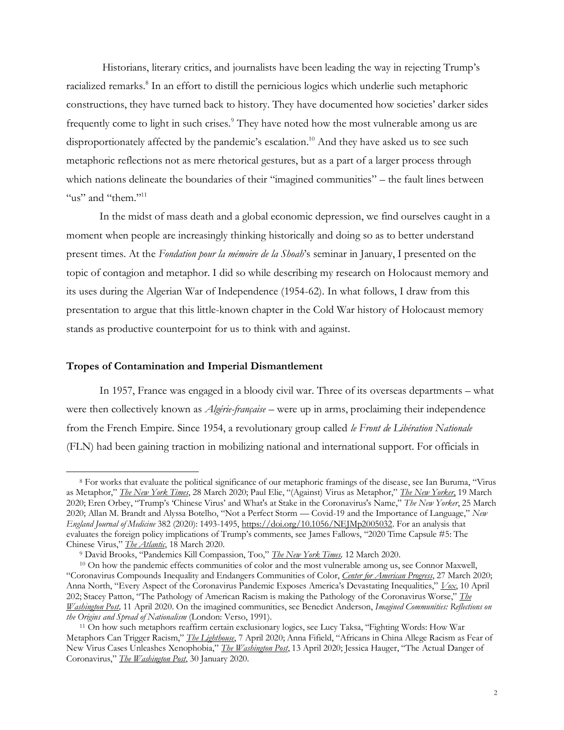Historians, literary critics, and journalists have been leading the way in rejecting Trump's racialized remarks.[8] In an effort to distill the pernicious logics which underlie such metaphoric constructions, they have turned back to history. They have documented how societies' darker sides frequently come to light in such crises.[9] They have noted how the most vulnerable among us are disproportionately affected by the pandemic's escalation.[10] And they have asked us to see such metaphoric reflections not as mere rhetorical gestures, but as a part of a larger process through which nations delineate the boundaries of their "imagined communities" – the fault lines between "us" and "them."[11]

In the midst of mass death and a global economic depression, we find ourselves caught in a moment when people are increasingly thinking historically and doing so as to better understand present times. At the *Fondation pour la mémoire de la Shoah*'s seminar in January, I presented on the topic of contagion and metaphor. I did so while describing my research on Holocaust memory and its uses during the Algerian War of Independence (1954-62). In what follows, I draw from this presentation to argue that this little-known chapter in the Cold War history of Holocaust memory stands as productive counterpoint for us to think with and against.

### Tropes of Contamination and Imperial Dismantlement

In 1957, France was engaged in a bloody civil war. Three of its overseas departments – what were then collectively known as *Algérie-française* – were up in arms, proclaiming their independence from the French Empire. Since 1954, a revolutionary group called *le Front de Libération Nationale* (FLN) had been gaining traction in mobilizing national and international support. For officials in

---

[8] For works that evaluate the political significance of our metaphoric framings of the disease, see Ian Buruma, "Virus as Metaphor," *The New York Times*, 28 March 2020; Paul Elie, "(Against) Virus as Metaphor," *The New Yorker*, 19 March 2020; Eren Orbey, "Trump's 'Chinese Virus' and What's at Stake in the Coronavirus's Name," *The New Yorker*, 25 March 2020; Allan M. Brandt and Alyssa Botelho, "Not a Perfect Storm — Covid-19 and the Importance of Language," *New England Journal of Medicine* 382 (2020): 1493-1495, https://doi.org/10.1056/NEJMp2005032. For an analysis that evaluates the foreign policy implications of Trump's comments, see James Fallows, "2020 Time Capsule #5: The Chinese Virus," *The Atlantic*, 18 March 2020.

[9] David Brooks, "Pandemics Kill Compassion, Too," *The New York Times,* 12 March 2020.

[10] On how the pandemic effects communities of color and the most vulnerable among us, see Connor Maxwell, "Coronavirus Compounds Inequality and Endangers Communities of Color, *Center for American Progress*, 27 March 2020; Anna North, "Every Aspect of the Coronavirus Pandemic Exposes America's Devastating Inequalities," *Vox*, 10 April 202; Stacey Patton, "The Pathology of American Racism is making the Pathology of the Coronavirus Worse," *The Washington Post,* 11 April 2020. On the imagined communities, see Benedict Anderson, *Imagined Communities: Reflections on the Origins and Spread of Nationalism* (London: Verso, 1991).

[11] On how such metaphors reaffirm certain exclusionary logics, see Lucy Taksa, "Fighting Words: How War Metaphors Can Trigger Racism," *The Lighthouse*, 7 April 2020; Anna Fifield, "Africans in China Allege Racism as Fear of New Virus Cases Unleashes Xenophobia," *The Washington Post*, 13 April 2020; Jessica Hauger, "The Actual Danger of Coronavirus," *The Washington Post*, 30 January 2020.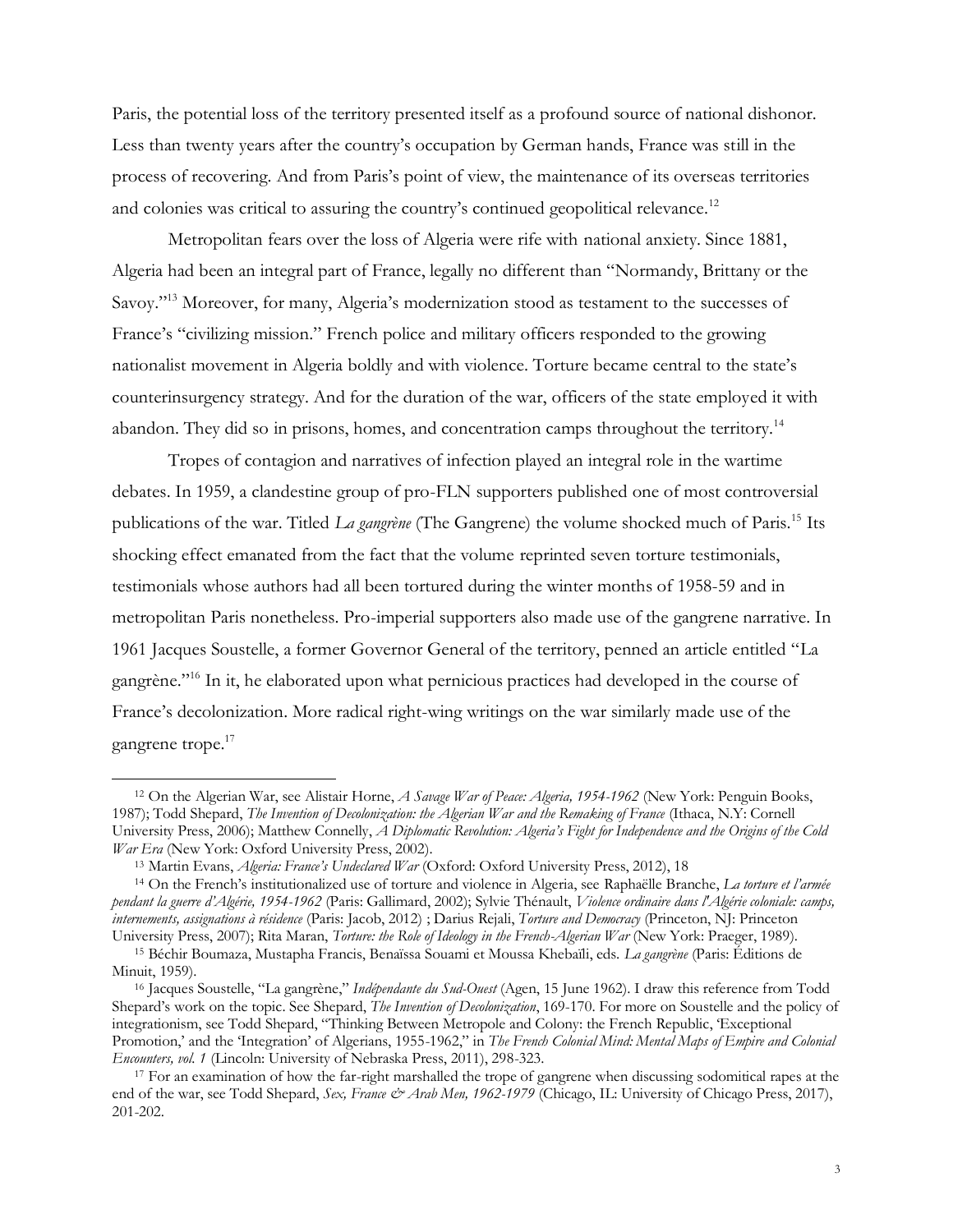Paris, the potential loss of the territory presented itself as a profound source of national dishonor. Less than twenty years after the country's occupation by German hands, France was still in the process of recovering. And from Paris's point of view, the maintenance of its overseas territories and colonies was critical to assuring the country's continued geopolitical relevance.[12]

Metropolitan fears over the loss of Algeria were rife with national anxiety. Since 1881, Algeria had been an integral part of France, legally no different than "Normandy, Brittany or the Savoy."[13] Moreover, for many, Algeria's modernization stood as testament to the successes of France's "civilizing mission." French police and military officers responded to the growing nationalist movement in Algeria boldly and with violence. Torture became central to the state's counterinsurgency strategy. And for the duration of the war, officers of the state employed it with abandon. They did so in prisons, homes, and concentration camps throughout the territory.[14]

Tropes of contagion and narratives of infection played an integral role in the wartime debates. In 1959, a clandestine group of pro-FLN supporters published one of most controversial publications of the war. Titled *La gangrène* (The Gangrene) the volume shocked much of Paris.[15] Its shocking effect emanated from the fact that the volume reprinted seven torture testimonials, testimonials whose authors had all been tortured during the winter months of 1958-59 and in metropolitan Paris nonetheless. Pro-imperial supporters also made use of the gangrene narrative. In 1961 Jacques Soustelle, a former Governor General of the territory, penned an article entitled "La gangrène."[16] In it, he elaborated upon what pernicious practices had developed in the course of France's decolonization. More radical right-wing writings on the war similarly made use of the gangrene trope.[17]

---

[12] On the Algerian War, see Alistair Horne, *A Savage War of Peace: Algeria, 1954-1962* (New York: Penguin Books, 1987); Todd Shepard, *The Invention of Decolonization: the Algerian War and the Remaking of France* (Ithaca, N.Y: Cornell University Press, 2006); Matthew Connelly, *A Diplomatic Revolution: Algeria's Fight for Independence and the Origins of the Cold War Era* (New York: Oxford University Press, 2002).

[13] Martin Evans, *Algeria: France's Undeclared War* (Oxford: Oxford University Press, 2012), 18

[14] On the French's institutionalized use of torture and violence in Algeria, see Raphaëlle Branche, *La torture et l'armée pendant la guerre d'Algérie, 1954-1962* (Paris: Gallimard, 2002); Sylvie Thénault, *Violence ordinaire dans l'Algérie coloniale: camps, internements, assignations à résidence* (Paris: Jacob, 2012) ; Darius Rejali, *Torture and Democracy* (Princeton, NJ: Princeton University Press, 2007); Rita Maran, *Torture: the Role of Ideology in the French-Algerian War* (New York: Praeger, 1989).

[15] Béchir Boumaza, Mustapha Francis, Benaïssa Souami et Moussa Khebaïli, eds. *La gangrène* (Paris: Éditions de Minuit, 1959).

[16] Jacques Soustelle, "La gangrène," *Indépendante du Sud-Ouest* (Agen, 15 June 1962). I draw this reference from Todd Shepard's work on the topic. See Shepard, *The Invention of Decolonization*, 169-170. For more on Soustelle and the policy of integrationism, see Todd Shepard, "Thinking Between Metropole and Colony: the French Republic, 'Exceptional Promotion,' and the 'Integration' of Algerians, 1955-1962," in *The French Colonial Mind: Mental Maps of Empire and Colonial Encounters, vol. 1* (Lincoln: University of Nebraska Press, 2011), 298-323.

[17] For an examination of how the far-right marshalled the trope of gangrene when discussing sodomitical rapes at the end of the war, see Todd Shepard, *Sex, France & Arab Men, 1962-1979* (Chicago, IL: University of Chicago Press, 2017), 201-202.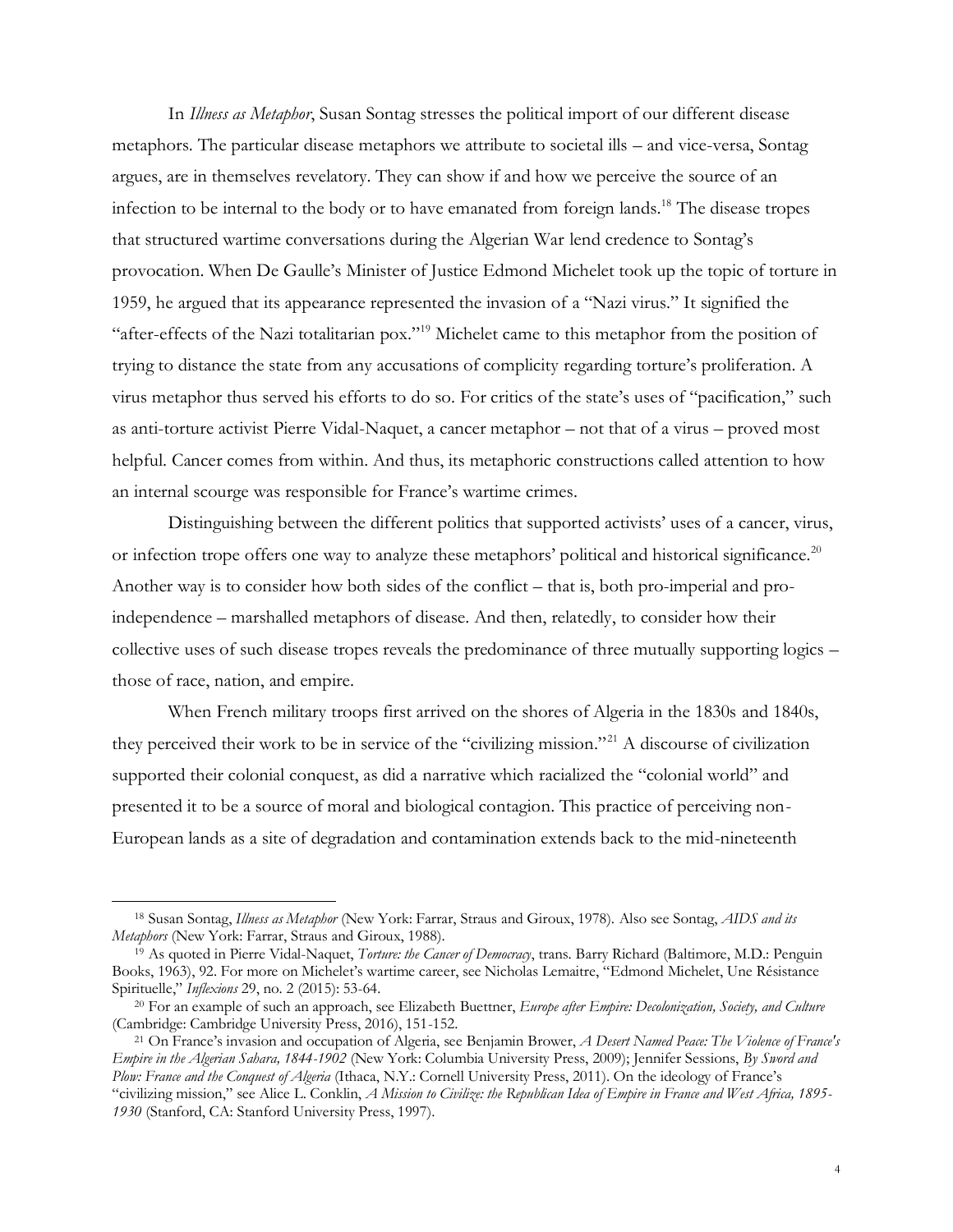In *Illness as Metaphor*, Susan Sontag stresses the political import of our different disease metaphors. The particular disease metaphors we attribute to societal ills – and vice-versa, Sontag argues, are in themselves revelatory. They can show if and how we perceive the source of an infection to be internal to the body or to have emanated from foreign lands.[18] The disease tropes that structured wartime conversations during the Algerian War lend credence to Sontag's provocation. When De Gaulle's Minister of Justice Edmond Michelet took up the topic of torture in 1959, he argued that its appearance represented the invasion of a "Nazi virus." It signified the "after-effects of the Nazi totalitarian pox."[19] Michelet came to this metaphor from the position of trying to distance the state from any accusations of complicity regarding torture's proliferation. A virus metaphor thus served his efforts to do so. For critics of the state's uses of "pacification," such as anti-torture activist Pierre Vidal-Naquet, a cancer metaphor – not that of a virus – proved most helpful. Cancer comes from within. And thus, its metaphoric constructions called attention to how an internal scourge was responsible for France's wartime crimes.

Distinguishing between the different politics that supported activists' uses of a cancer, virus, or infection trope offers one way to analyze these metaphors' political and historical significance.[20] Another way is to consider how both sides of the conflict – that is, both pro-imperial and pro-independence – marshalled metaphors of disease. And then, relatedly, to consider how their collective uses of such disease tropes reveals the predominance of three mutually supporting logics – those of race, nation, and empire.

When French military troops first arrived on the shores of Algeria in the 1830s and 1840s, they perceived their work to be in service of the "civilizing mission."[21] A discourse of civilization supported their colonial conquest, as did a narrative which racialized the "colonial world" and presented it to be a source of moral and biological contagion. This practice of perceiving non-European lands as a site of degradation and contamination extends back to the mid-nineteenth

---

[18] Susan Sontag, *Illness as Metaphor* (New York: Farrar, Straus and Giroux, 1978). Also see Sontag, *AIDS and its Metaphors* (New York: Farrar, Straus and Giroux, 1988).

[19] As quoted in Pierre Vidal-Naquet, *Torture: the Cancer of Democracy*, trans. Barry Richard (Baltimore, M.D.: Penguin Books, 1963), 92. For more on Michelet's wartime career, see Nicholas Lemaitre, "Edmond Michelet, Une Résistance Spirituelle," *Inflexions* 29, no. 2 (2015): 53-64.

[20] For an example of such an approach, see Elizabeth Buettner, *Europe after Empire: Decolonization, Society, and Culture* (Cambridge: Cambridge University Press, 2016), 151-152.

[21] On France's invasion and occupation of Algeria, see Benjamin Brower, *A Desert Named Peace: The Violence of France's Empire in the Algerian Sahara, 1844-1902* (New York: Columbia University Press, 2009); Jennifer Sessions, *By Sword and Plow: France and the Conquest of Algeria* (Ithaca, N.Y.: Cornell University Press, 2011). On the ideology of France's "civilizing mission," see Alice L. Conklin, *A Mission to Civilize: the Republican Idea of Empire in France and West Africa, 1895-1930* (Stanford, CA: Stanford University Press, 1997).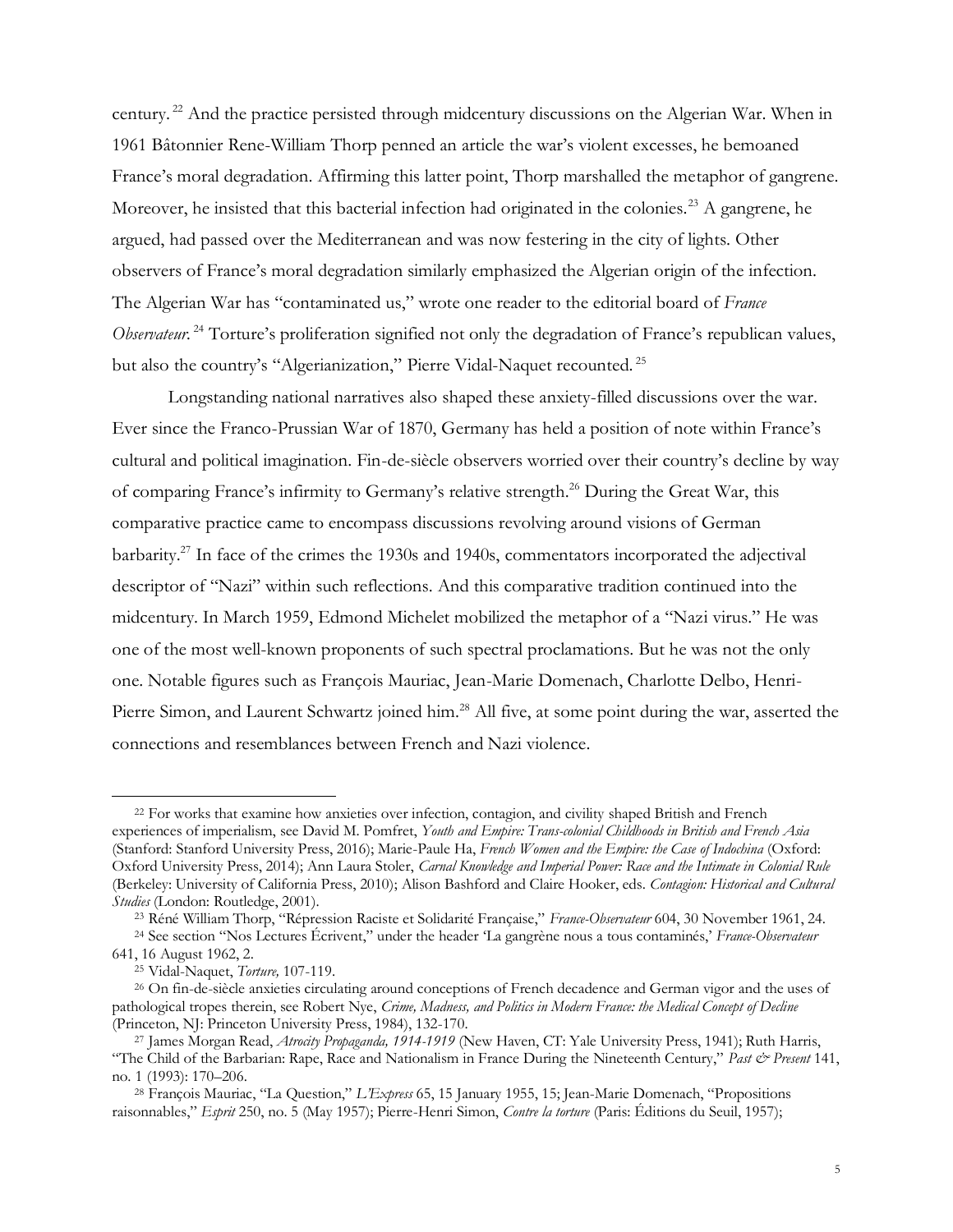century.[22] And the practice persisted through midcentury discussions on the Algerian War. When in 1961 Bâtonnier Rene-William Thorp penned an article the war's violent excesses, he bemoaned France's moral degradation. Affirming this latter point, Thorp marshalled the metaphor of gangrene. Moreover, he insisted that this bacterial infection had originated in the colonies.[23] A gangrene, he argued, had passed over the Mediterranean and was now festering in the city of lights. Other observers of France's moral degradation similarly emphasized the Algerian origin of the infection. The Algerian War has "contaminated us," wrote one reader to the editorial board of *France Observateur*.[24] Torture's proliferation signified not only the degradation of France's republican values, but also the country's "Algerianization," Pierre Vidal-Naquet recounted.[25]

Longstanding national narratives also shaped these anxiety-filled discussions over the war. Ever since the Franco-Prussian War of 1870, Germany has held a position of note within France's cultural and political imagination. Fin-de-siècle observers worried over their country's decline by way of comparing France's infirmity to Germany's relative strength.[26] During the Great War, this comparative practice came to encompass discussions revolving around visions of German barbarity.[27] In face of the crimes the 1930s and 1940s, commentators incorporated the adjectival descriptor of "Nazi" within such reflections. And this comparative tradition continued into the midcentury. In March 1959, Edmond Michelet mobilized the metaphor of a "Nazi virus." He was one of the most well-known proponents of such spectral proclamations. But he was not the only one. Notable figures such as François Mauriac, Jean-Marie Domenach, Charlotte Delbo, Henri-Pierre Simon, and Laurent Schwartz joined him.[28] All five, at some point during the war, asserted the connections and resemblances between French and Nazi violence.

---

[22] For works that examine how anxieties over infection, contagion, and civility shaped British and French experiences of imperialism, see David M. Pomfret, *Youth and Empire: Trans-colonial Childhoods in British and French Asia* (Stanford: Stanford University Press, 2016); Marie-Paule Ha, *French Women and the Empire: the Case of Indochina* (Oxford: Oxford University Press, 2014); Ann Laura Stoler, *Carnal Knowledge and Imperial Power: Race and the Intimate in Colonial Rule* (Berkeley: University of California Press, 2010); Alison Bashford and Claire Hooker, eds. *Contagion: Historical and Cultural Studies* (London: Routledge, 2001).

[23] Réné William Thorp, "Répression Raciste et Solidarité Française," *France-Observateur* 604, 30 November 1961, 24.

[24] See section "Nos Lectures Écrivent," under the header 'La gangrène nous a tous contaminés,' *France-Observateur* 641, 16 August 1962, 2.

[25] Vidal-Naquet, *Torture,* 107-119.

[26] On fin-de-siècle anxieties circulating around conceptions of French decadence and German vigor and the uses of pathological tropes therein, see Robert Nye, *Crime, Madness, and Politics in Modern France: the Medical Concept of Decline* (Princeton, NJ: Princeton University Press, 1984), 132-170.

[27] James Morgan Read, *Atrocity Propaganda, 1914-1919* (New Haven, CT: Yale University Press, 1941); Ruth Harris, "The Child of the Barbarian: Rape, Race and Nationalism in France During the Nineteenth Century," *Past & Present* 141, no. 1 (1993): 170–206.

[28] François Mauriac, "La Question," *L'Express* 65, 15 January 1955, 15; Jean-Marie Domenach, "Propositions raisonnables," *Esprit* 250, no. 5 (May 1957); Pierre-Henri Simon, *Contre la torture* (Paris: Éditions du Seuil, 1957);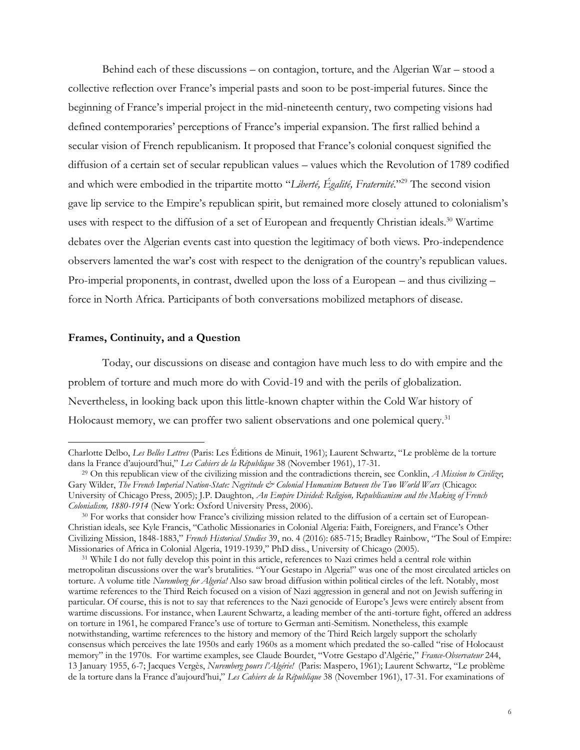Behind each of these discussions – on contagion, torture, and the Algerian War – stood a collective reflection over France's imperial pasts and soon to be post-imperial futures. Since the beginning of France's imperial project in the mid-nineteenth century, two competing visions had defined contemporaries' perceptions of France's imperial expansion. The first rallied behind a secular vision of French republicanism. It proposed that France's colonial conquest signified the diffusion of a certain set of secular republican values – values which the Revolution of 1789 codified and which were embodied in the tripartite motto "*Liberté, Égalité, Fraternité*."[29] The second vision gave lip service to the Empire's republican spirit, but remained more closely attuned to colonialism's uses with respect to the diffusion of a set of European and frequently Christian ideals.[30] Wartime debates over the Algerian events cast into question the legitimacy of both views. Pro-independence observers lamented the war's cost with respect to the denigration of the country's republican values. Pro-imperial proponents, in contrast, dwelled upon the loss of a European – and thus civilizing – force in North Africa. Participants of both conversations mobilized metaphors of disease.

**Frames, Continuity, and a Question**

Today, our discussions on disease and contagion have much less to do with empire and the problem of torture and much more do with Covid-19 and with the perils of globalization. Nevertheless, in looking back upon this little-known chapter within the Cold War history of Holocaust memory, we can proffer two salient observations and one polemical query.[31]

---

Charlotte Delbo, *Les Belles Lettres* (Paris: Les Éditions de Minuit, 1961); Laurent Schwartz, "Le problème de la torture dans la France d'aujourd'hui," *Les Cahiers de la République* 38 (November 1961), 17-31.

[29] On this republican view of the civilizing mission and the contradictions therein, see Conklin, *A Mission to Civilize*; Gary Wilder, *The French Imperial Nation-State: Negritude & Colonial Humanism Between the Two World Wars* (Chicago: University of Chicago Press, 2005); J.P. Daughton, *An Empire Divided: Religion, Republicanism and the Making of French Colonialism, 1880-1914* (New York: Oxford University Press, 2006).

[30] For works that consider how France's civilizing mission related to the diffusion of a certain set of European-Christian ideals, see Kyle Francis, "Catholic Missionaries in Colonial Algeria: Faith, Foreigners, and France's Other Civilizing Mission, 1848-1883," *French Historical Studies* 39, no. 4 (2016): 685-715; Bradley Rainbow, "The Soul of Empire: Missionaries of Africa in Colonial Algeria, 1919-1939," PhD diss., University of Chicago (2005).

[31] While I do not fully develop this point in this article, references to Nazi crimes held a central role within metropolitan discussions over the war's brutalities. "Your Gestapo in Algeria!" was one of the most circulated articles on torture. A volume title *Nuremberg for Algeria!* Also saw broad diffusion within political circles of the left. Notably, most wartime references to the Third Reich focused on a vision of Nazi aggression in general and not on Jewish suffering in particular. Of course, this is not to say that references to the Nazi genocide of Europe's Jews were entirely absent from wartime discussions. For instance, when Laurent Schwartz, a leading member of the anti-torture fight, offered an address on torture in 1961, he compared France's use of torture to German anti-Semitism. Nonetheless, this example notwithstanding, wartime references to the history and memory of the Third Reich largely support the scholarly consensus which perceives the late 1950s and early 1960s as a moment which predated the so-called "rise of Holocaust memory" in the 1970s. For wartime examples, see Claude Bourdet, "Votre Gestapo d'Algérie," *France-Observateur* 244, 13 January 1955, 6-7; Jacques Vergès, *Nuremberg pours l'Algérie!* (Paris: Maspero, 1961); Laurent Schwartz, "Le problème de la torture dans la France d'aujourd'hui," *Les Cahiers de la République* 38 (November 1961), 17-31. For examinations of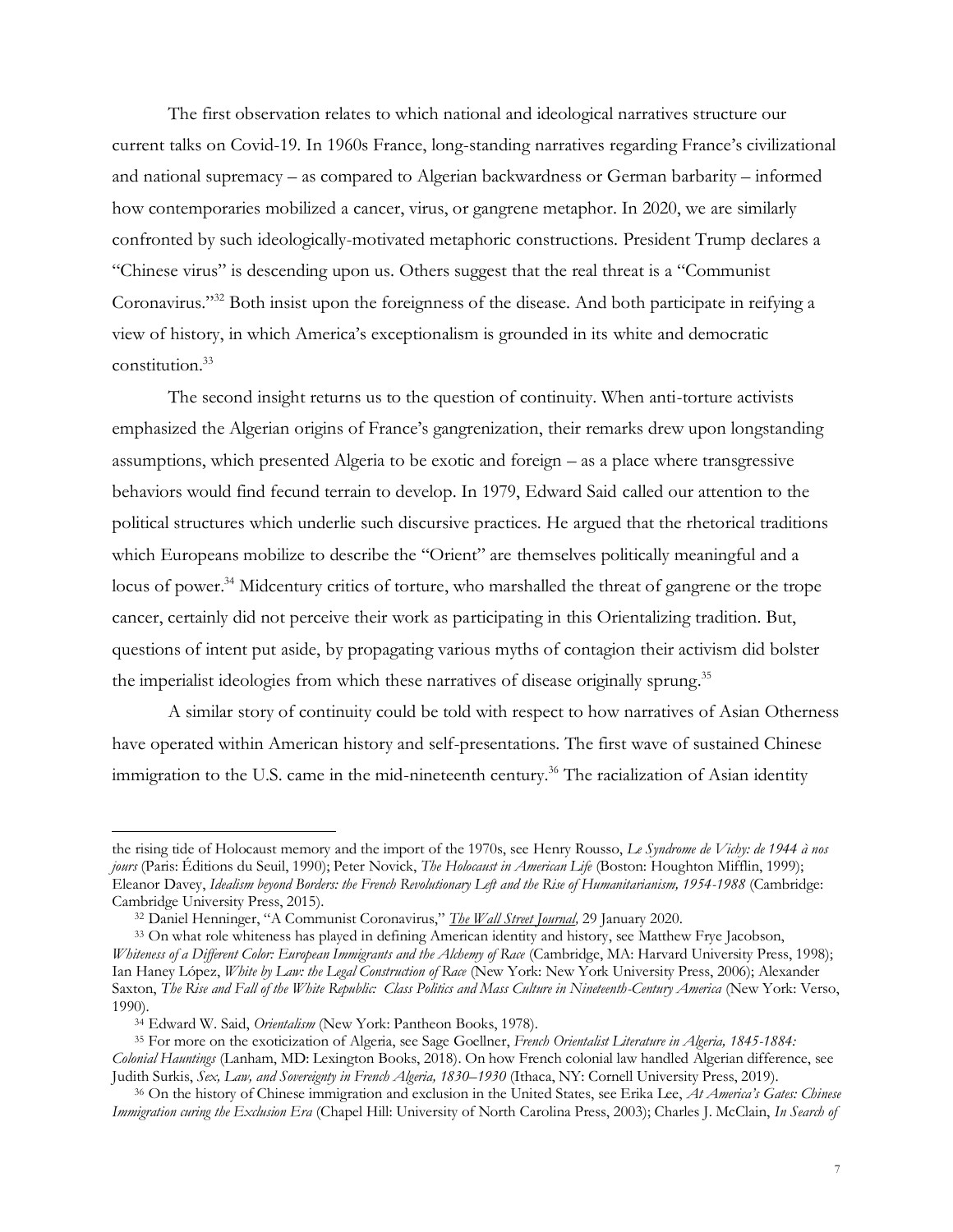The first observation relates to which national and ideological narratives structure our current talks on Covid-19. In 1960s France, long-standing narratives regarding France's civilizational and national supremacy – as compared to Algerian backwardness or German barbarity – informed how contemporaries mobilized a cancer, virus, or gangrene metaphor. In 2020, we are similarly confronted by such ideologically-motivated metaphoric constructions. President Trump declares a "Chinese virus" is descending upon us. Others suggest that the real threat is a "Communist Coronavirus."[32] Both insist upon the foreignness of the disease. And both participate in reifying a view of history, in which America's exceptionalism is grounded in its white and democratic constitution.[33]

The second insight returns us to the question of continuity. When anti-torture activists emphasized the Algerian origins of France's gangrenization, their remarks drew upon longstanding assumptions, which presented Algeria to be exotic and foreign – as a place where transgressive behaviors would find fecund terrain to develop. In 1979, Edward Said called our attention to the political structures which underlie such discursive practices. He argued that the rhetorical traditions which Europeans mobilize to describe the "Orient" are themselves politically meaningful and a locus of power.[34] Midcentury critics of torture, who marshalled the threat of gangrene or the trope cancer, certainly did not perceive their work as participating in this Orientalizing tradition. But, questions of intent put aside, by propagating various myths of contagion their activism did bolster the imperialist ideologies from which these narratives of disease originally sprung.[35]

A similar story of continuity could be told with respect to how narratives of Asian Otherness have operated within American history and self-presentations. The first wave of sustained Chinese immigration to the U.S. came in the mid-nineteenth century.[36] The racialization of Asian identity

---

the rising tide of Holocaust memory and the import of the 1970s, see Henry Rousso, *Le Syndrome de Vichy: de 1944 à nos jours* (Paris: Éditions du Seuil, 1990); Peter Novick, *The Holocaust in American Life* (Boston: Houghton Mifflin, 1999); Eleanor Davey, *Idealism beyond Borders: the French Revolutionary Left and the Rise of Humanitarianism, 1954-1988* (Cambridge: Cambridge University Press, 2015).

[32] Daniel Henninger, "A Communist Coronavirus," *The Wall Street Journal,* 29 January 2020.

[33] On what role whiteness has played in defining American identity and history, see Matthew Frye Jacobson, *Whiteness of a Different Color: European Immigrants and the Alchemy of Race* (Cambridge, MA: Harvard University Press, 1998); Ian Haney López, *White by Law: the Legal Construction of Race* (New York: New York University Press, 2006); Alexander Saxton, *The Rise and Fall of the White Republic: Class Politics and Mass Culture in Nineteenth-Century America* (New York: Verso, 1990).

[34] Edward W. Said, *Orientalism* (New York: Pantheon Books, 1978).

[35] For more on the exoticization of Algeria, see Sage Goellner, *French Orientalist Literature in Algeria, 1845-1884: Colonial Hauntings* (Lanham, MD: Lexington Books, 2018). On how French colonial law handled Algerian difference, see Judith Surkis, *Sex, Law, and Sovereignty in French Algeria, 1830–1930* (Ithaca, NY: Cornell University Press, 2019).

[36] On the history of Chinese immigration and exclusion in the United States, see Erika Lee, *At America's Gates: Chinese Immigration curing the Exclusion Era* (Chapel Hill: University of North Carolina Press, 2003); Charles J. McClain, *In Search of*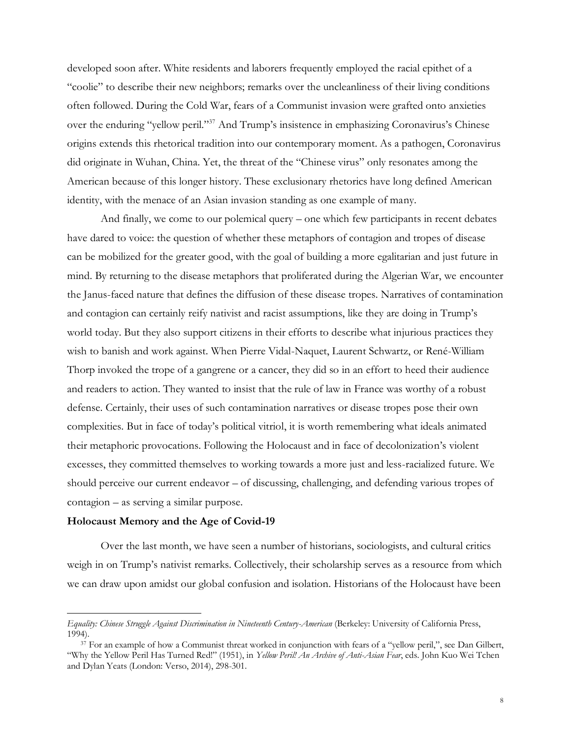developed soon after. White residents and laborers frequently employed the racial epithet of a "coolie" to describe their new neighbors; remarks over the uncleanliness of their living conditions often followed. During the Cold War, fears of a Communist invasion were grafted onto anxieties over the enduring "yellow peril."[37] And Trump's insistence in emphasizing Coronavirus's Chinese origins extends this rhetorical tradition into our contemporary moment. As a pathogen, Coronavirus did originate in Wuhan, China. Yet, the threat of the "Chinese virus" only resonates among the American because of this longer history. These exclusionary rhetorics have long defined American identity, with the menace of an Asian invasion standing as one example of many.

And finally, we come to our polemical query – one which few participants in recent debates have dared to voice: the question of whether these metaphors of contagion and tropes of disease can be mobilized for the greater good, with the goal of building a more egalitarian and just future in mind. By returning to the disease metaphors that proliferated during the Algerian War, we encounter the Janus-faced nature that defines the diffusion of these disease tropes. Narratives of contamination and contagion can certainly reify nativist and racist assumptions, like they are doing in Trump's world today. But they also support citizens in their efforts to describe what injurious practices they wish to banish and work against. When Pierre Vidal-Naquet, Laurent Schwartz, or René-William Thorp invoked the trope of a gangrene or a cancer, they did so in an effort to heed their audience and readers to action. They wanted to insist that the rule of law in France was worthy of a robust defense. Certainly, their uses of such contamination narratives or disease tropes pose their own complexities. But in face of today's political vitriol, it is worth remembering what ideals animated their metaphoric provocations. Following the Holocaust and in face of decolonization's violent excesses, they committed themselves to working towards a more just and less-racialized future. We should perceive our current endeavor – of discussing, challenging, and defending various tropes of contagion – as serving a similar purpose.

**Holocaust Memory and the Age of Covid-19**

Over the last month, we have seen a number of historians, sociologists, and cultural critics weigh in on Trump's nativist remarks. Collectively, their scholarship serves as a resource from which we can draw upon amidst our global confusion and isolation. Historians of the Holocaust have been

---

*Equality: Chinese Struggle Against Discrimination in Nineteenth Century-American* (Berkeley: University of California Press, 1994).

[37] For an example of how a Communist threat worked in conjunction with fears of a "yellow peril,", see Dan Gilbert, "Why the Yellow Peril Has Turned Red!" (1951), in *Yellow Peril! An Archive of Anti-Asian Fear*, eds. John Kuo Wei Tchen and Dylan Yeats (London: Verso, 2014), 298-301.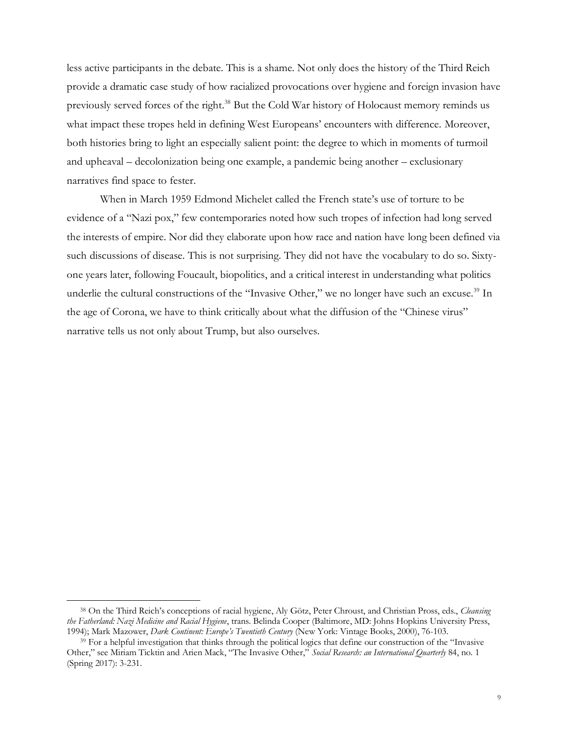less active participants in the debate. This is a shame. Not only does the history of the Third Reich provide a dramatic case study of how racialized provocations over hygiene and foreign invasion have previously served forces of the right.[38] But the Cold War history of Holocaust memory reminds us what impact these tropes held in defining West Europeans' encounters with difference. Moreover, both histories bring to light an especially salient point: the degree to which in moments of turmoil and upheaval – decolonization being one example, a pandemic being another – exclusionary narratives find space to fester.

When in March 1959 Edmond Michelet called the French state's use of torture to be evidence of a "Nazi pox," few contemporaries noted how such tropes of infection had long served the interests of empire. Nor did they elaborate upon how race and nation have long been defined via such discussions of disease. This is not surprising. They did not have the vocabulary to do so. Sixty-one years later, following Foucault, biopolitics, and a critical interest in understanding what politics underlie the cultural constructions of the "Invasive Other," we no longer have such an excuse.[39] In the age of Corona, we have to think critically about what the diffusion of the "Chinese virus" narrative tells us not only about Trump, but also ourselves.

---

[38] On the Third Reich's conceptions of racial hygiene, Aly Götz, Peter Chroust, and Christian Pross, eds., *Cleansing the Fatherland: Nazi Medicine and Racial Hygiene*, trans. Belinda Cooper (Baltimore, MD: Johns Hopkins University Press, 1994); Mark Mazower, *Dark Continent: Europe's Twentieth Century* (New York: Vintage Books, 2000), 76-103.

[39] For a helpful investigation that thinks through the political logics that define our construction of the "Invasive Other," see Miriam Ticktin and Arien Mack, "The Invasive Other," *Social Research: an International Quarterly* 84, no. 1 (Spring 2017): 3-231.